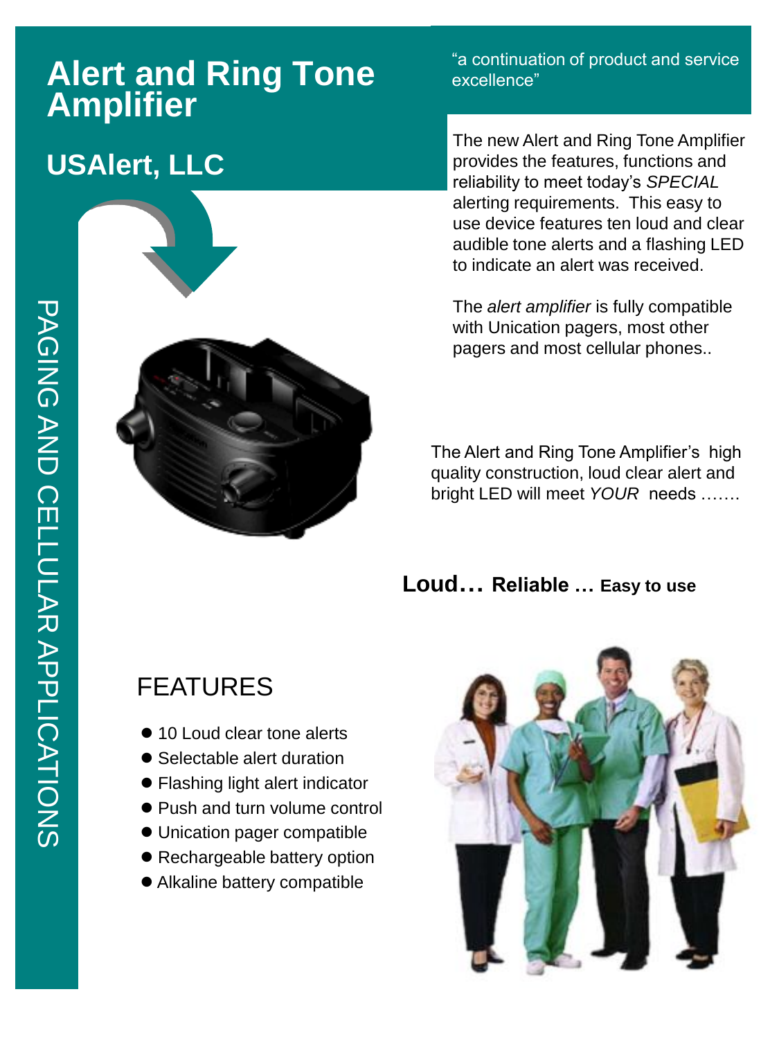# Alert and Ring Tone Amplifier

## USAlert, LLC

PAGING AND CELLULAR APPLICATIONS

"a continuation of product and service excellence"

The new Alert and Ring Tone Amplifier provides the features, functions and reliability to meet today's *SPECIAL* alerting requirements. This easy to use device features ten loud and clear audible tone alerts and a flashing LED to indicate an alert was received.

The *alert amplifier* is fully compatible with Unication pagers, most other pagers and most cellular phones..

The Alert and Ring Tone Amplifier's high quality construction, loud clear alert and bright LED will meet *YOUR* needs …….

**Loud… Reliable … Easy to use**

## FEATURES

- 10 Loud clear tone alerts
- Selectable alert duration
- Flashing light alert indicator
- Push and turn volume control
- Unication pager compatible
- Rechargeable battery option
- Alkaline battery compatible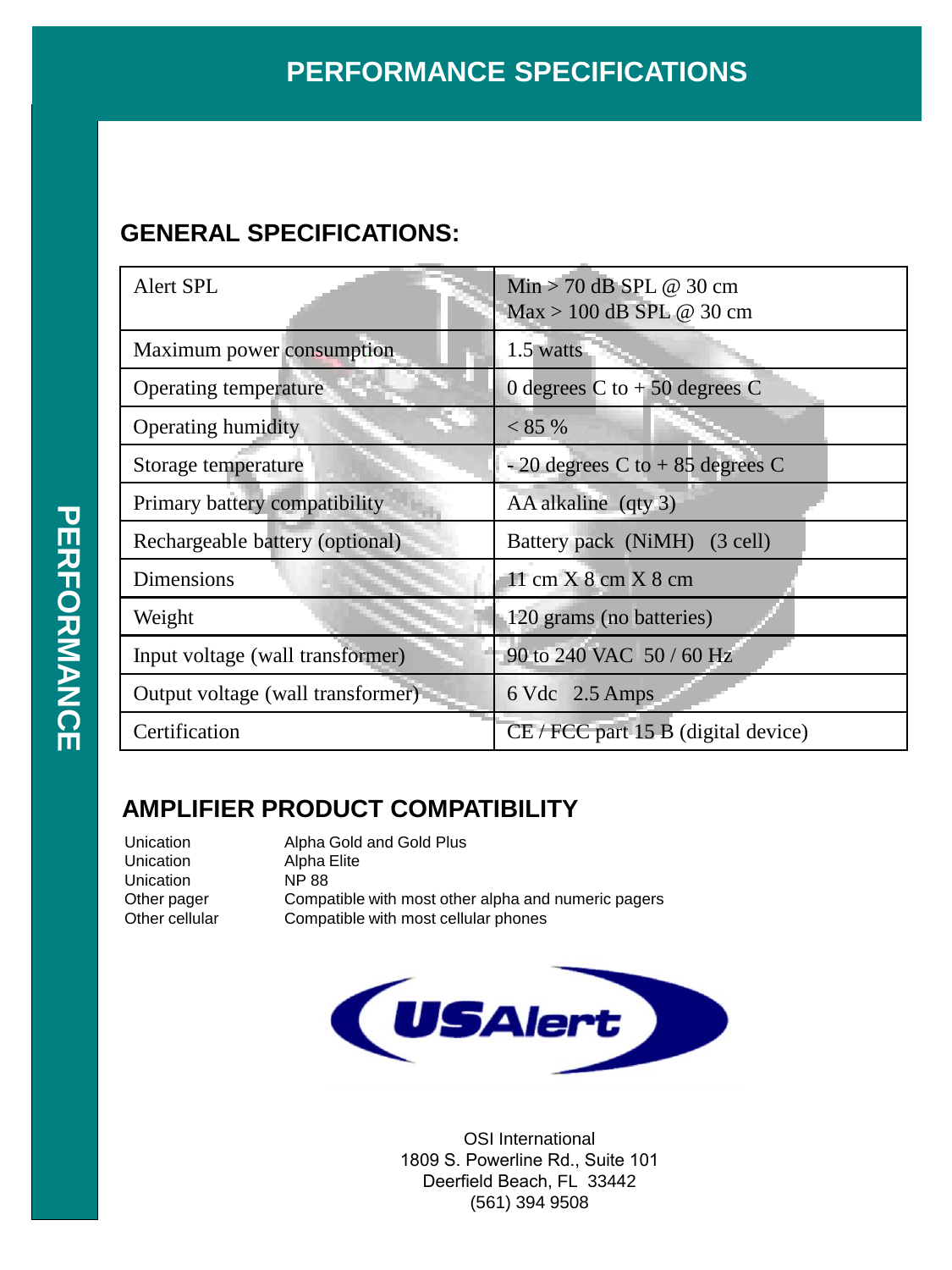# PERFORMANCE SPECIFICATIONS

PERFORMANCE

## GENERAL SPECIFICATIONS:

| | |
|---|---|
| Alert SPL | Min > 70 dB SPL @ 30 cm<br>Max > 100 dB SPL @ 30 cm |
| Maximum power consumption | 1.5 watts |
| Operating temperature | 0 degrees C to + 50 degrees C |
| Operating humidity | < 85 % |
| Storage temperature | - 20 degrees C to + 85 degrees C |
| Primary battery compatibility | AA alkaline (qty 3) |
| Rechargeable battery (optional) | Battery pack (NiMH) (3 cell) |
| Dimensions | 11 cm X 8 cm X 8 cm |
| Weight | 120 grams (no batteries) |
| Input voltage (wall transformer) | 90 to 240 VAC 50 / 60 Hz |
| Output voltage (wall transformer) | 6 Vdc 2.5 Amps |
| Certification | CE / FCC part 15 B (digital device) |

## AMPLIFIER PRODUCT COMPATIBILITY

| | |
|---|---|
| Unication | Alpha Gold and Gold Plus |
| Unication | Alpha Elite |
| Unication | NP 88 |
| Other pager | Compatible with most other alpha and numeric pagers |
| Other cellular | Compatible with most cellular phones |

USAlert

OSI International
1809 S. Powerline Rd., Suite 101
Deerfield Beach, FL 33442
(561) 394 9508